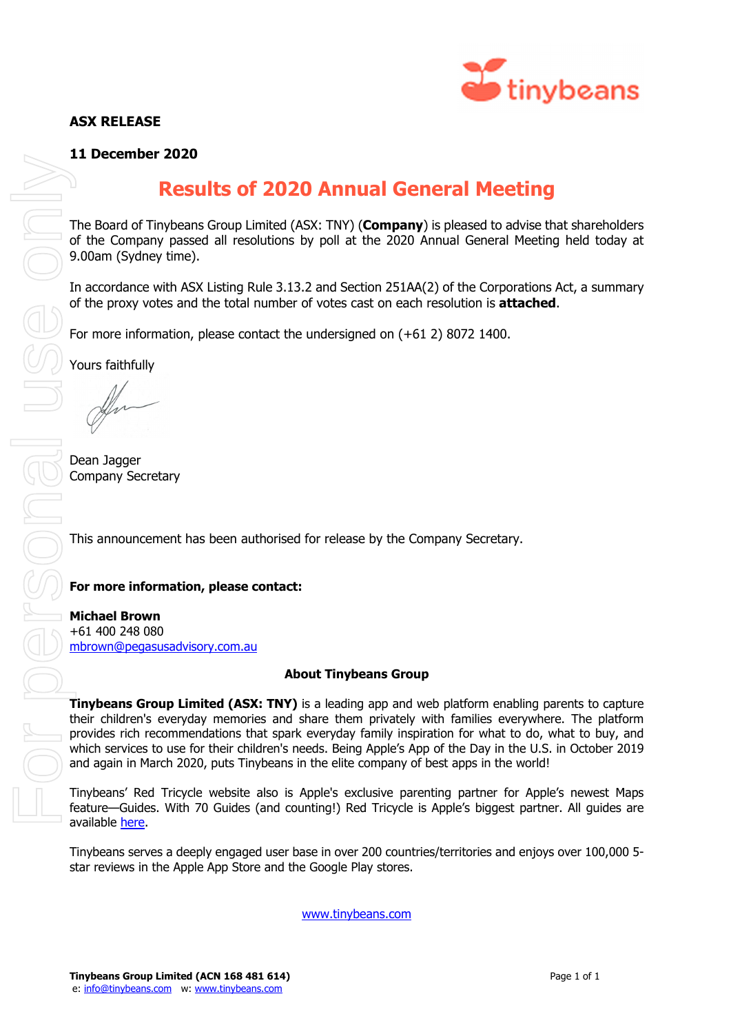**ASX RELEASE**

**11 December 2020**

# Results of 2020 Annual General Meeting

The Board of Tinybeans Group Limited (ASX: TNY) (**Company**) is pleased to advise that shareholders of the Company passed all resolutions by poll at the 2020 Annual General Meeting held today at 9.00am (Sydney time).

In accordance with ASX Listing Rule 3.13.2 and Section 251AA(2) of the Corporations Act, a summary of the proxy votes and the total number of votes cast on each resolution is **attached**.

For more information, please contact the undersigned on (+61 2) 8072 1400.

Yours faithfully

Dean Jagger
Company Secretary

This announcement has been authorised for release by the Company Secretary.

**For more information, please contact:**

**Michael Brown**
+61 400 248 080
mbrown@pegasusadvisory.com.au

**About Tinybeans Group**

**Tinybeans Group Limited (ASX: TNY)** is a leading app and web platform enabling parents to capture their children's everyday memories and share them privately with families everywhere. The platform provides rich recommendations that spark everyday family inspiration for what to do, what to buy, and which services to use for their children's needs. Being Apple's App of the Day in the U.S. in October 2019 and again in March 2020, puts Tinybeans in the elite company of best apps in the world!

Tinybeans' Red Tricycle website also is Apple's exclusive parenting partner for Apple's newest Maps feature—Guides. With 70 Guides (and counting!) Red Tricycle is Apple's biggest partner. All guides are available here.

Tinybeans serves a deeply engaged user base in over 200 countries/territories and enjoys over 100,000 5-star reviews in the Apple App Store and the Google Play stores.

www.tinybeans.com

**Tinybeans Group Limited (ACN 168 481 614)**
e: info@tinybeans.com w: www.tinybeans.com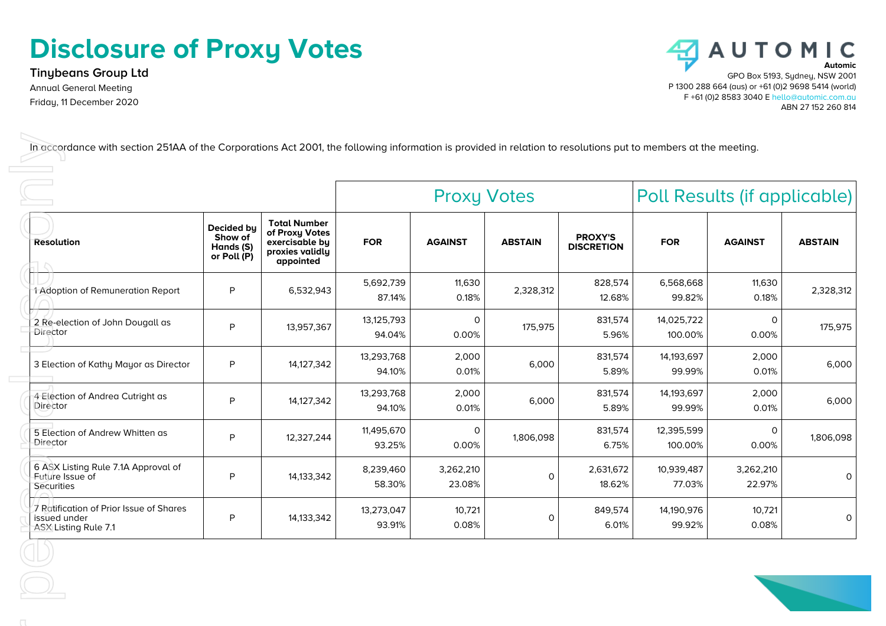# Disclosure of Proxy Votes

**Tinybeans Group Ltd**

Annual General Meeting

Friday, 11 December 2020

**Automic**

GPO Box 5193, Sydney, NSW 2001

P 1300 288 664 (aus) or +61 (0)2 9698 5414 (world)

F +61 (0)2 8583 3040 E hello@automic.com.au

ABN 27 152 260 814

In accordance with section 251AA of the Corporations Act 2001, the following information is provided in relation to resolutions put to members at the meeting.

| | | | Proxy Votes | | | | Poll Results (if applicable) | | |
|---|---|---|---|---|---|---|---|---|---|
| **Resolution** | **Decided by Show of Hands (S) or Poll (P)** | **Total Number of Proxy Votes exercisable by proxies validly appointed** | **FOR** | **AGAINST** | **ABSTAIN** | **PROXY'S DISCRETION** | **FOR** | **AGAINST** | **ABSTAIN** |
| 1 Adoption of Remuneration Report | P | 6,532,943 | 5,692,739 87.14% | 11,630 0.18% | 2,328,312 | 828,574 12.68% | 6,568,668 99.82% | 11,630 0.18% | 2,328,312 |
| 2 Re-election of John Dougall as Director | P | 13,957,367 | 13,125,793 94.04% | 0 0.00% | 175,975 | 831,574 5.96% | 14,025,722 100.00% | 0 0.00% | 175,975 |
| 3 Election of Kathy Mayor as Director | P | 14,127,342 | 13,293,768 94.10% | 2,000 0.01% | 6,000 | 831,574 5.89% | 14,193,697 99.99% | 2,000 0.01% | 6,000 |
| 4 Election of Andrea Cutright as Director | P | 14,127,342 | 13,293,768 94.10% | 2,000 0.01% | 6,000 | 831,574 5.89% | 14,193,697 99.99% | 2,000 0.01% | 6,000 |
| 5 Election of Andrew Whitten as Director | P | 12,327,244 | 11,495,670 93.25% | 0 0.00% | 1,806,098 | 831,574 6.75% | 12,395,599 100.00% | 0 0.00% | 1,806,098 |
| 6 ASX Listing Rule 7.1A Approval of Future Issue of Securities | P | 14,133,342 | 8,239,460 58.30% | 3,262,210 23.08% | 0 | 2,631,672 18.62% | 10,939,487 77.03% | 3,262,210 22.97% | 0 |
| 7 Ratification of Prior Issue of Shares issued under ASX Listing Rule 7.1 | P | 14,133,342 | 13,273,047 93.91% | 10,721 0.08% | 0 | 849,574 6.01% | 14,190,976 99.92% | 10,721 0.08% | 0 |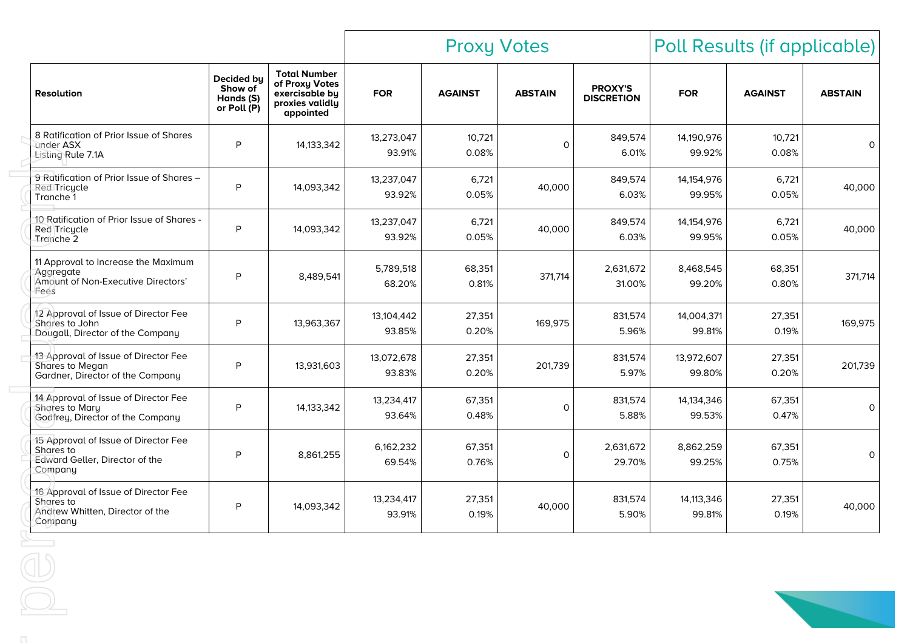| Resolution | Decided by Show of Hands (S) or Poll (P) | Total Number of Proxy Votes exercisable by proxies validly appointed | Proxy Votes | | | | Poll Results (if applicable) | | |
|---|---|---|---|---|---|---|---|---|---|
| | | | FOR | AGAINST | ABSTAIN | PROXY'S DISCRETION | FOR | AGAINST | ABSTAIN |
| 8 Ratification of Prior Issue of Shares under ASX Listing Rule 7.1A | P | 14,133,342 | 13,273,047 93.91% | 10,721 0.08% | 0 | 849,574 6.01% | 14,190,976 99.92% | 10,721 0.08% | 0 |
| 9 Ratification of Prior Issue of Shares – Red Tricycle Tranche 1 | P | 14,093,342 | 13,237,047 93.92% | 6,721 0.05% | 40,000 | 849,574 6.03% | 14,154,976 99.95% | 6,721 0.05% | 40,000 |
| 10 Ratification of Prior Issue of Shares - Red Tricycle Tranche 2 | P | 14,093,342 | 13,237,047 93.92% | 6,721 0.05% | 40,000 | 849,574 6.03% | 14,154,976 99.95% | 6,721 0.05% | 40,000 |
| 11 Approval to Increase the Maximum Aggregate Amount of Non-Executive Directors' Fees | P | 8,489,541 | 5,789,518 68.20% | 68,351 0.81% | 371,714 | 2,631,672 31.00% | 8,468,545 99.20% | 68,351 0.80% | 371,714 |
| 12 Approval of Issue of Director Fee Shares to John Dougall, Director of the Company | P | 13,963,367 | 13,104,442 93.85% | 27,351 0.20% | 169,975 | 831,574 5.96% | 14,004,371 99.81% | 27,351 0.19% | 169,975 |
| 13 Approval of Issue of Director Fee Shares to Megan Gardner, Director of the Company | P | 13,931,603 | 13,072,678 93.83% | 27,351 0.20% | 201,739 | 831,574 5.97% | 13,972,607 99.80% | 27,351 0.20% | 201,739 |
| 14 Approval of Issue of Director Fee Shares to Mary Godfrey, Director of the Company | P | 14,133,342 | 13,234,417 93.64% | 67,351 0.48% | 0 | 831,574 5.88% | 14,134,346 99.53% | 67,351 0.47% | 0 |
| 15 Approval of Issue of Director Fee Shares to Edward Geller, Director of the Company | P | 8,861,255 | 6,162,232 69.54% | 67,351 0.76% | 0 | 2,631,672 29.70% | 8,862,259 99.25% | 67,351 0.75% | 0 |
| 16 Approval of Issue of Director Fee Shares to Andrew Whitten, Director of the Company | P | 14,093,342 | 13,234,417 93.91% | 27,351 0.19% | 40,000 | 831,574 5.90% | 14,113,346 99.81% | 27,351 0.19% | 40,000 |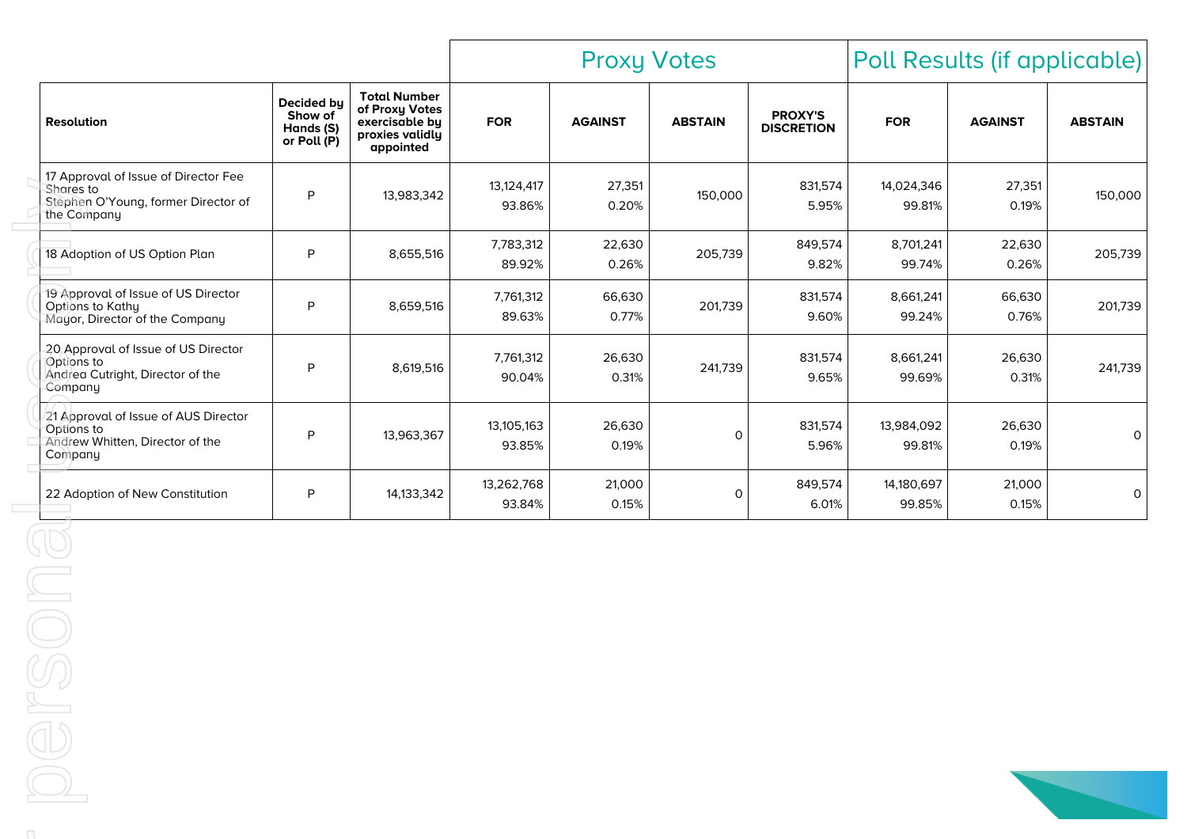| | | | Proxy Votes | | | | Poll Results (if applicable) | | |
|---|---|---|---|---|---|---|---|---|---|
| **Resolution** | **Decided by Show of Hands (S) or Poll (P)** | **Total Number of Proxy Votes exercisable by proxies validly appointed** | **FOR** | **AGAINST** | **ABSTAIN** | **PROXY'S DISCRETION** | **FOR** | **AGAINST** | **ABSTAIN** |
| 17 Approval of Issue of Director Fee Shares to Stephen O'Young, former Director of the Company | P | 13,983,342 | 13,124,417 93.86% | 27,351 0.20% | 150,000 | 831,574 5.95% | 14,024,346 99.81% | 27,351 0.19% | 150,000 |
| 18 Adoption of US Option Plan | P | 8,655,516 | 7,783,312 89.92% | 22,630 0.26% | 205,739 | 849,574 9.82% | 8,701,241 99.74% | 22,630 0.26% | 205,739 |
| 19 Approval of Issue of US Director Options to Kathy Mayor, Director of the Company | P | 8,659,516 | 7,761,312 89.63% | 66,630 0.77% | 201,739 | 831,574 9.60% | 8,661,241 99.24% | 66,630 0.76% | 201,739 |
| 20 Approval of Issue of US Director Options to Andrea Cutright, Director of the Company | P | 8,619,516 | 7,761,312 90.04% | 26,630 0.31% | 241,739 | 831,574 9.65% | 8,661,241 99.69% | 26,630 0.31% | 241,739 |
| 21 Approval of Issue of AUS Director Options to Andrew Whitten, Director of the Company | P | 13,963,367 | 13,105,163 93.85% | 26,630 0.19% | 0 | 831,574 5.96% | 13,984,092 99.81% | 26,630 0.19% | 0 |
| 22 Adoption of New Constitution | P | 14,133,342 | 13,262,768 93.84% | 21,000 0.15% | 0 | 849,574 6.01% | 14,180,697 99.85% | 21,000 0.15% | 0 |